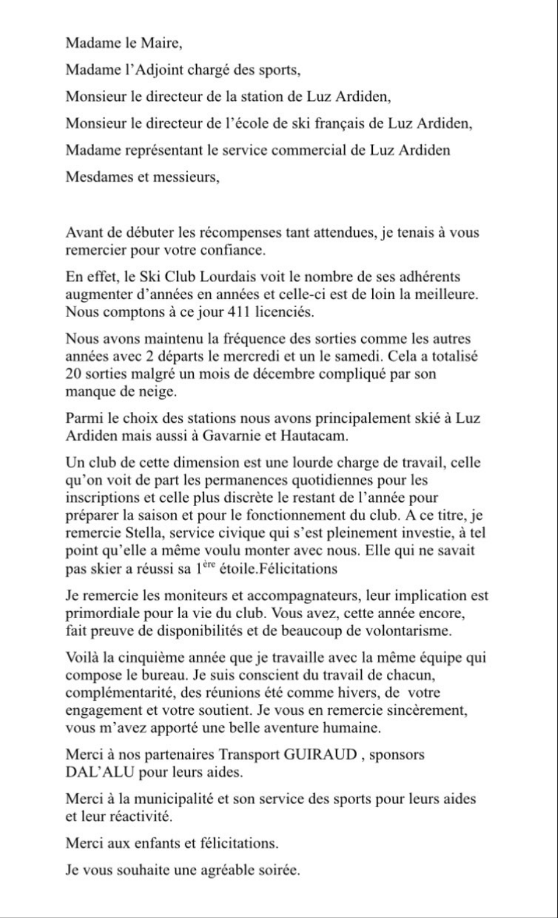Madame le Maire,

Madame l'Adjoint chargé des sports,

Monsieur le directeur de la station de Luz Ardiden,

Monsieur le directeur de l'école de ski français de Luz Ardiden,

Madame représentant le service commercial de Luz Ardiden

Mesdames et messieurs,

Avant de débuter les récompenses tant attendues, je tenais à vous remercier pour votre confiance.

En effet, le Ski Club Lourdais voit le nombre de ses adhérents augmenter d'années en années et celle-ci est de loin la meilleure. Nous comptons à ce jour 411 licenciés.

Nous avons maintenu la fréquence des sorties comme les autres années avec 2 départs le mercredi et un le samedi. Cela a totalisé 20 sorties malgré un mois de décembre compliqué par son manque de neige.

Parmi le choix des stations nous avons principalement skié à Luz Ardiden mais aussi à Gavarnie et Hautacam.

Un club de cette dimension est une lourde charge de travail, celle qu'on voit de part les permanences quotidiennes pour les inscriptions et celle plus discrète le restant de l'année pour préparer la saison et pour le fonctionnement du club. A ce titre, je remercie Stella, service civique qui s'est pleinement investie, à tel point qu'elle a même voulu monter avec nous. Elle qui ne savait pas skier a réussi sa 1ère étoile.Félicitations

Je remercie les moniteurs et accompagnateurs, leur implication est primordiale pour la vie du club. Vous avez, cette année encore, fait preuve de disponibilités et de beaucoup de volontarisme.

Voilà la cinquième année que je travaille avec la même équipe qui compose le bureau. Je suis conscient du travail de chacun, complémentarité, des réunions été comme hivers, de votre engagement et votre soutient. Je vous en remercie sincèrement, vous m'avez apporté une belle aventure humaine.

Merci à nos partenaires Transport GUIRAUD , sponsors DAL'ALU pour leurs aides.

Merci à la municipalité et son service des sports pour leurs aides et leur réactivité.

Merci aux enfants et félicitations.

Je vous souhaite une agréable soirée.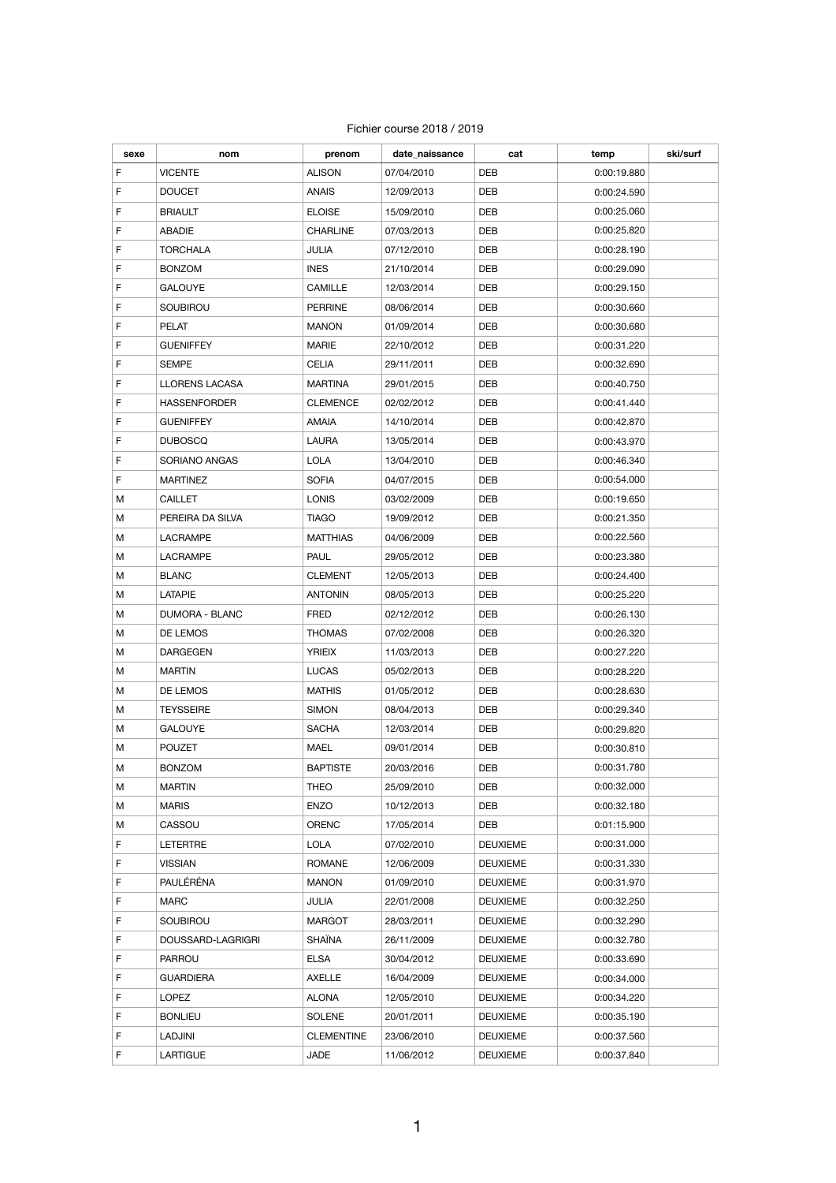Fichier course 2018 / 2019

| sexe | nom | prenom | date_naissance | cat | temp | ski/surf |
|---|---|---|---|---|---|---|
| F | VICENTE | ALISON | 07/04/2010 | DEB | 0:00:19.880 | |
| F | DOUCET | ANAIS | 12/09/2013 | DEB | 0:00:24.590 | |
| F | BRIAULT | ELOISE | 15/09/2010 | DEB | 0:00:25.060 | |
| F | ABADIE | CHARLINE | 07/03/2013 | DEB | 0:00:25.820 | |
| F | TORCHALA | JULIA | 07/12/2010 | DEB | 0:00:28.190 | |
| F | BONZOM | INES | 21/10/2014 | DEB | 0:00:29.090 | |
| F | GALOUYE | CAMILLE | 12/03/2014 | DEB | 0:00:29.150 | |
| F | SOUBIROU | PERRINE | 08/06/2014 | DEB | 0:00:30.660 | |
| F | PELAT | MANON | 01/09/2014 | DEB | 0:00:30.680 | |
| F | GUENIFFEY | MARIE | 22/10/2012 | DEB | 0:00:31.220 | |
| F | SEMPE | CELIA | 29/11/2011 | DEB | 0:00:32.690 | |
| F | LLORENS LACASA | MARTINA | 29/01/2015 | DEB | 0:00:40.750 | |
| F | HASSENFORDER | CLEMENCE | 02/02/2012 | DEB | 0:00:41.440 | |
| F | GUENIFFEY | AMAIA | 14/10/2014 | DEB | 0:00:42.870 | |
| F | DUBOSCQ | LAURA | 13/05/2014 | DEB | 0:00:43.970 | |
| F | SORIANO ANGAS | LOLA | 13/04/2010 | DEB | 0:00:46.340 | |
| F | MARTINEZ | SOFIA | 04/07/2015 | DEB | 0:00:54.000 | |
| M | CAILLET | LONIS | 03/02/2009 | DEB | 0:00:19.650 | |
| M | PEREIRA DA SILVA | TIAGO | 19/09/2012 | DEB | 0:00:21.350 | |
| M | LACRAMPE | MATTHIAS | 04/06/2009 | DEB | 0:00:22.560 | |
| M | LACRAMPE | PAUL | 29/05/2012 | DEB | 0:00:23.380 | |
| M | BLANC | CLEMENT | 12/05/2013 | DEB | 0:00:24.400 | |
| M | LATAPIE | ANTONIN | 08/05/2013 | DEB | 0:00:25.220 | |
| M | DUMORA - BLANC | FRED | 02/12/2012 | DEB | 0:00:26.130 | |
| M | DE LEMOS | THOMAS | 07/02/2008 | DEB | 0:00:26.320 | |
| M | DARGEGEN | YRIEIX | 11/03/2013 | DEB | 0:00:27.220 | |
| M | MARTIN | LUCAS | 05/02/2013 | DEB | 0:00:28.220 | |
| M | DE LEMOS | MATHIS | 01/05/2012 | DEB | 0:00:28.630 | |
| M | TEYSSEIRE | SIMON | 08/04/2013 | DEB | 0:00:29.340 | |
| M | GALOUYE | SACHA | 12/03/2014 | DEB | 0:00:29.820 | |
| M | POUZET | MAEL | 09/01/2014 | DEB | 0:00:30.810 | |
| M | BONZOM | BAPTISTE | 20/03/2016 | DEB | 0:00:31.780 | |
| M | MARTIN | THEO | 25/09/2010 | DEB | 0:00:32.000 | |
| M | MARIS | ENZO | 10/12/2013 | DEB | 0:00:32.180 | |
| M | CASSOU | ORENC | 17/05/2014 | DEB | 0:01:15.900 | |
| F | LETERTRE | LOLA | 07/02/2010 | DEUXIEME | 0:00:31.000 | |
| F | VISSIAN | ROMANE | 12/06/2009 | DEUXIEME | 0:00:31.330 | |
| F | PAULÉRÉNA | MANON | 01/09/2010 | DEUXIEME | 0:00:31.970 | |
| F | MARC | JULIA | 22/01/2008 | DEUXIEME | 0:00:32.250 | |
| F | SOUBIROU | MARGOT | 28/03/2011 | DEUXIEME | 0:00:32.290 | |
| F | DOUSSARD-LAGRIGRI | SHAÏNA | 26/11/2009 | DEUXIEME | 0:00:32.780 | |
| F | PARROU | ELSA | 30/04/2012 | DEUXIEME | 0:00:33.690 | |
| F | GUARDIERA | AXELLE | 16/04/2009 | DEUXIEME | 0:00:34.000 | |
| F | LOPEZ | ALONA | 12/05/2010 | DEUXIEME | 0:00:34.220 | |
| F | BONLIEU | SOLENE | 20/01/2011 | DEUXIEME | 0:00:35.190 | |
| F | LADJINI | CLEMENTINE | 23/06/2010 | DEUXIEME | 0:00:37.560 | |
| F | LARTIGUE | JADE | 11/06/2012 | DEUXIEME | 0:00:37.840 | |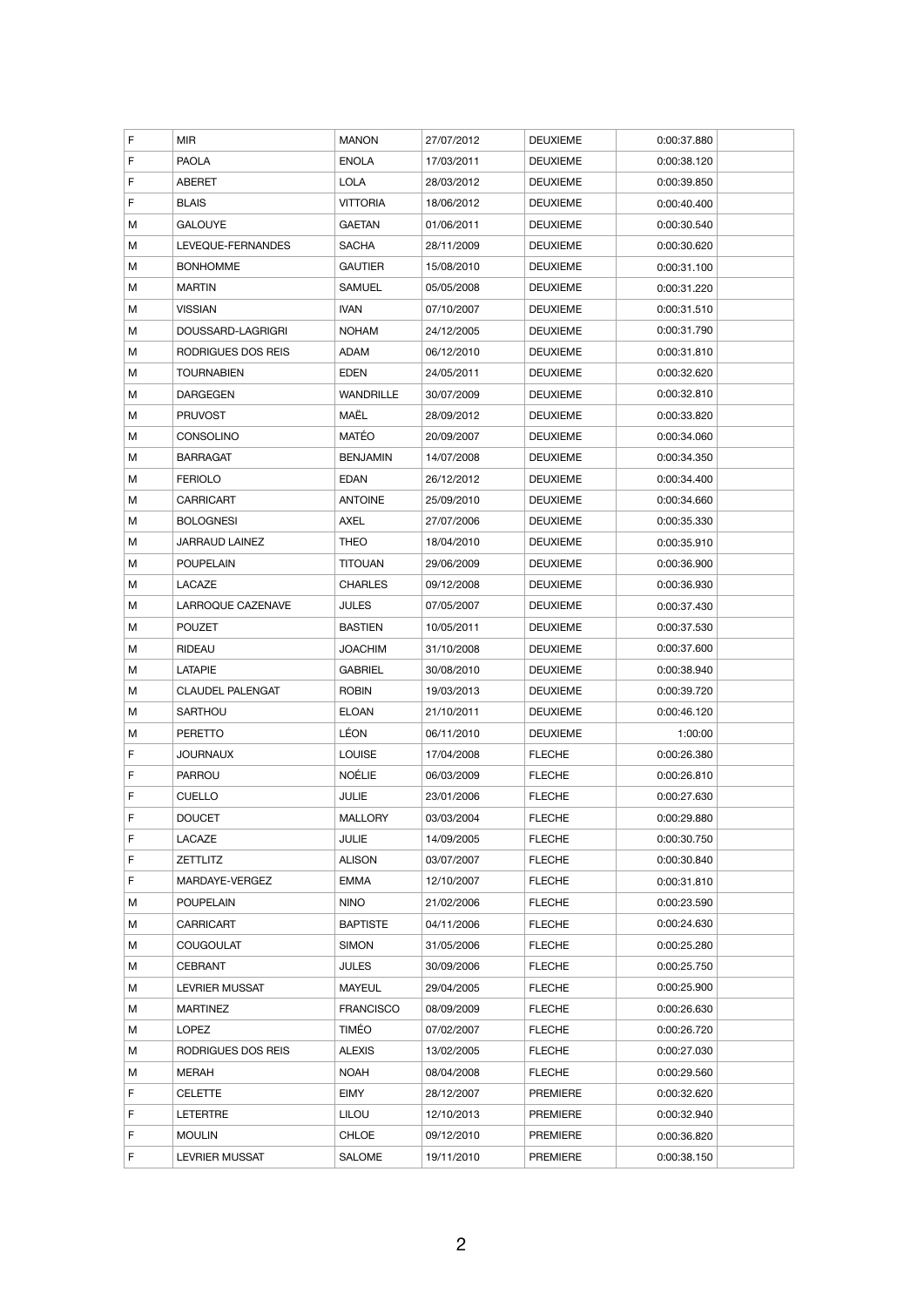| | | | | | | |
|---|---|---|---|---|---|---|
| F | MIR | MANON | 27/07/2012 | DEUXIEME | 0:00:37.880 | |
| F | PAOLA | ENOLA | 17/03/2011 | DEUXIEME | 0:00:38.120 | |
| F | ABERET | LOLA | 28/03/2012 | DEUXIEME | 0:00:39.850 | |
| F | BLAIS | VITTORIA | 18/06/2012 | DEUXIEME | 0:00:40.400 | |
| M | GALOUYE | GAETAN | 01/06/2011 | DEUXIEME | 0:00:30.540 | |
| M | LEVEQUE-FERNANDES | SACHA | 28/11/2009 | DEUXIEME | 0:00:30.620 | |
| M | BONHOMME | GAUTIER | 15/08/2010 | DEUXIEME | 0:00:31.100 | |
| M | MARTIN | SAMUEL | 05/05/2008 | DEUXIEME | 0:00:31.220 | |
| M | VISSIAN | IVAN | 07/10/2007 | DEUXIEME | 0:00:31.510 | |
| M | DOUSSARD-LAGRIGRI | NOHAM | 24/12/2005 | DEUXIEME | 0:00:31.790 | |
| M | RODRIGUES DOS REIS | ADAM | 06/12/2010 | DEUXIEME | 0:00:31.810 | |
| M | TOURNABIEN | EDEN | 24/05/2011 | DEUXIEME | 0:00:32.620 | |
| M | DARGEGEN | WANDRILLE | 30/07/2009 | DEUXIEME | 0:00:32.810 | |
| M | PRUVOST | MAËL | 28/09/2012 | DEUXIEME | 0:00:33.820 | |
| M | CONSOLINO | MATÉO | 20/09/2007 | DEUXIEME | 0:00:34.060 | |
| M | BARRAGAT | BENJAMIN | 14/07/2008 | DEUXIEME | 0:00:34.350 | |
| M | FERIOLO | EDAN | 26/12/2012 | DEUXIEME | 0:00:34.400 | |
| M | CARRICART | ANTOINE | 25/09/2010 | DEUXIEME | 0:00:34.660 | |
| M | BOLOGNESI | AXEL | 27/07/2006 | DEUXIEME | 0:00:35.330 | |
| M | JARRAUD LAINEZ | THEO | 18/04/2010 | DEUXIEME | 0:00:35.910 | |
| M | POUPELAIN | TITOUAN | 29/06/2009 | DEUXIEME | 0:00:36.900 | |
| M | LACAZE | CHARLES | 09/12/2008 | DEUXIEME | 0:00:36.930 | |
| M | LARROQUE CAZENAVE | JULES | 07/05/2007 | DEUXIEME | 0:00:37.430 | |
| M | POUZET | BASTIEN | 10/05/2011 | DEUXIEME | 0:00:37.530 | |
| M | RIDEAU | JOACHIM | 31/10/2008 | DEUXIEME | 0:00:37.600 | |
| M | LATAPIE | GABRIEL | 30/08/2010 | DEUXIEME | 0:00:38.940 | |
| M | CLAUDEL PALENGAT | ROBIN | 19/03/2013 | DEUXIEME | 0:00:39.720 | |
| M | SARTHOU | ELOAN | 21/10/2011 | DEUXIEME | 0:00:46.120 | |
| M | PERETTO | LÉON | 06/11/2010 | DEUXIEME | 1:00:00 | |
| F | JOURNAUX | LOUISE | 17/04/2008 | FLECHE | 0:00:26.380 | |
| F | PARROU | NOÉLIE | 06/03/2009 | FLECHE | 0:00:26.810 | |
| F | CUELLO | JULIE | 23/01/2006 | FLECHE | 0:00:27.630 | |
| F | DOUCET | MALLORY | 03/03/2004 | FLECHE | 0:00:29.880 | |
| F | LACAZE | JULIE | 14/09/2005 | FLECHE | 0:00:30.750 | |
| F | ZETTLITZ | ALISON | 03/07/2007 | FLECHE | 0:00:30.840 | |
| F | MARDAYE-VERGEZ | EMMA | 12/10/2007 | FLECHE | 0:00:31.810 | |
| M | POUPELAIN | NINO | 21/02/2006 | FLECHE | 0:00:23.590 | |
| M | CARRICART | BAPTISTE | 04/11/2006 | FLECHE | 0:00:24.630 | |
| M | COUGOULAT | SIMON | 31/05/2006 | FLECHE | 0:00:25.280 | |
| M | CEBRANT | JULES | 30/09/2006 | FLECHE | 0:00:25.750 | |
| M | LEVRIER MUSSAT | MAYEUL | 29/04/2005 | FLECHE | 0:00:25.900 | |
| M | MARTINEZ | FRANCISCO | 08/09/2009 | FLECHE | 0:00:26.630 | |
| M | LOPEZ | TIMÉO | 07/02/2007 | FLECHE | 0:00:26.720 | |
| M | RODRIGUES DOS REIS | ALEXIS | 13/02/2005 | FLECHE | 0:00:27.030 | |
| M | MERAH | NOAH | 08/04/2008 | FLECHE | 0:00:29.560 | |
| F | CELETTE | EIMY | 28/12/2007 | PREMIERE | 0:00:32.620 | |
| F | LETERTRE | LILOU | 12/10/2013 | PREMIERE | 0:00:32.940 | |
| F | MOULIN | CHLOE | 09/12/2010 | PREMIERE | 0:00:36.820 | |
| F | LEVRIER MUSSAT | SALOME | 19/11/2010 | PREMIERE | 0:00:38.150 | |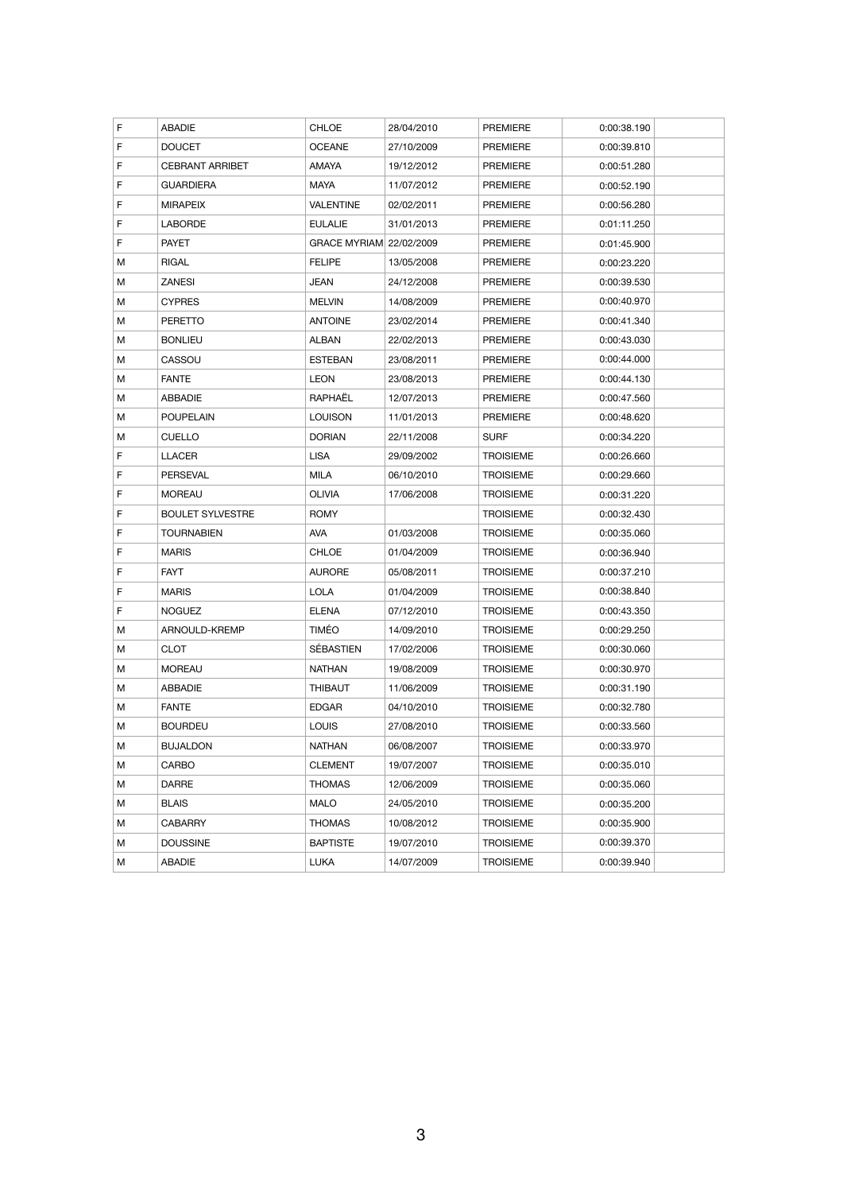| | | | | | | |
|---|---|---|---|---|---|---|
| F | ABADIE | CHLOE | 28/04/2010 | PREMIERE | 0:00:38.190 | |
| F | DOUCET | OCEANE | 27/10/2009 | PREMIERE | 0:00:39.810 | |
| F | CEBRANT ARRIBET | AMAYA | 19/12/2012 | PREMIERE | 0:00:51.280 | |
| F | GUARDIERA | MAYA | 11/07/2012 | PREMIERE | 0:00:52.190 | |
| F | MIRAPEIX | VALENTINE | 02/02/2011 | PREMIERE | 0:00:56.280 | |
| F | LABORDE | EULALIE | 31/01/2013 | PREMIERE | 0:01:11.250 | |
| F | PAYET | GRACE MYRIAM | 22/02/2009 | PREMIERE | 0:01:45.900 | |
| M | RIGAL | FELIPE | 13/05/2008 | PREMIERE | 0:00:23.220 | |
| M | ZANESI | JEAN | 24/12/2008 | PREMIERE | 0:00:39.530 | |
| M | CYPRES | MELVIN | 14/08/2009 | PREMIERE | 0:00:40.970 | |
| M | PERETTO | ANTOINE | 23/02/2014 | PREMIERE | 0:00:41.340 | |
| M | BONLIEU | ALBAN | 22/02/2013 | PREMIERE | 0:00:43.030 | |
| M | CASSOU | ESTEBAN | 23/08/2011 | PREMIERE | 0:00:44.000 | |
| M | FANTE | LEON | 23/08/2013 | PREMIERE | 0:00:44.130 | |
| M | ABBADIE | RAPHAËL | 12/07/2013 | PREMIERE | 0:00:47.560 | |
| M | POUPELAIN | LOUISON | 11/01/2013 | PREMIERE | 0:00:48.620 | |
| M | CUELLO | DORIAN | 22/11/2008 | SURF | 0:00:34.220 | |
| F | LLACER | LISA | 29/09/2002 | TROISIEME | 0:00:26.660 | |
| F | PERSEVAL | MILA | 06/10/2010 | TROISIEME | 0:00:29.660 | |
| F | MOREAU | OLIVIA | 17/06/2008 | TROISIEME | 0:00:31.220 | |
| F | BOULET SYLVESTRE | ROMY | | TROISIEME | 0:00:32.430 | |
| F | TOURNABIEN | AVA | 01/03/2008 | TROISIEME | 0:00:35.060 | |
| F | MARIS | CHLOE | 01/04/2009 | TROISIEME | 0:00:36.940 | |
| F | FAYT | AURORE | 05/08/2011 | TROISIEME | 0:00:37.210 | |
| F | MARIS | LOLA | 01/04/2009 | TROISIEME | 0:00:38.840 | |
| F | NOGUEZ | ELENA | 07/12/2010 | TROISIEME | 0:00:43.350 | |
| M | ARNOULD-KREMP | TIMÉO | 14/09/2010 | TROISIEME | 0:00:29.250 | |
| M | CLOT | SÉBASTIEN | 17/02/2006 | TROISIEME | 0:00:30.060 | |
| M | MOREAU | NATHAN | 19/08/2009 | TROISIEME | 0:00:30.970 | |
| M | ABBADIE | THIBAUT | 11/06/2009 | TROISIEME | 0:00:31.190 | |
| M | FANTE | EDGAR | 04/10/2010 | TROISIEME | 0:00:32.780 | |
| M | BOURDEU | LOUIS | 27/08/2010 | TROISIEME | 0:00:33.560 | |
| M | BUJALDON | NATHAN | 06/08/2007 | TROISIEME | 0:00:33.970 | |
| M | CARBO | CLEMENT | 19/07/2007 | TROISIEME | 0:00:35.010 | |
| M | DARRE | THOMAS | 12/06/2009 | TROISIEME | 0:00:35.060 | |
| M | BLAIS | MALO | 24/05/2010 | TROISIEME | 0:00:35.200 | |
| M | CABARRY | THOMAS | 10/08/2012 | TROISIEME | 0:00:35.900 | |
| M | DOUSSINE | BAPTISTE | 19/07/2010 | TROISIEME | 0:00:39.370 | |
| M | ABADIE | LUKA | 14/07/2009 | TROISIEME | 0:00:39.940 | |